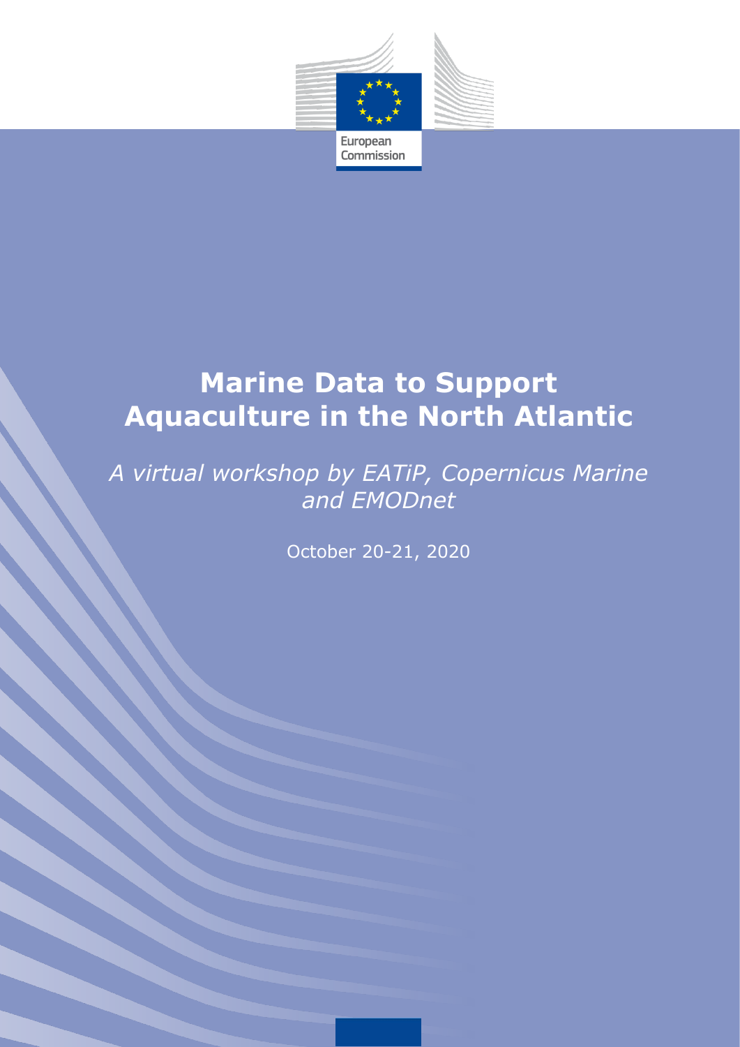European Commission

# Marine Data to Support Aquaculture in the North Atlantic

*A virtual workshop by EATiP, Copernicus Marine and EMODnet*

October 20-21, 2020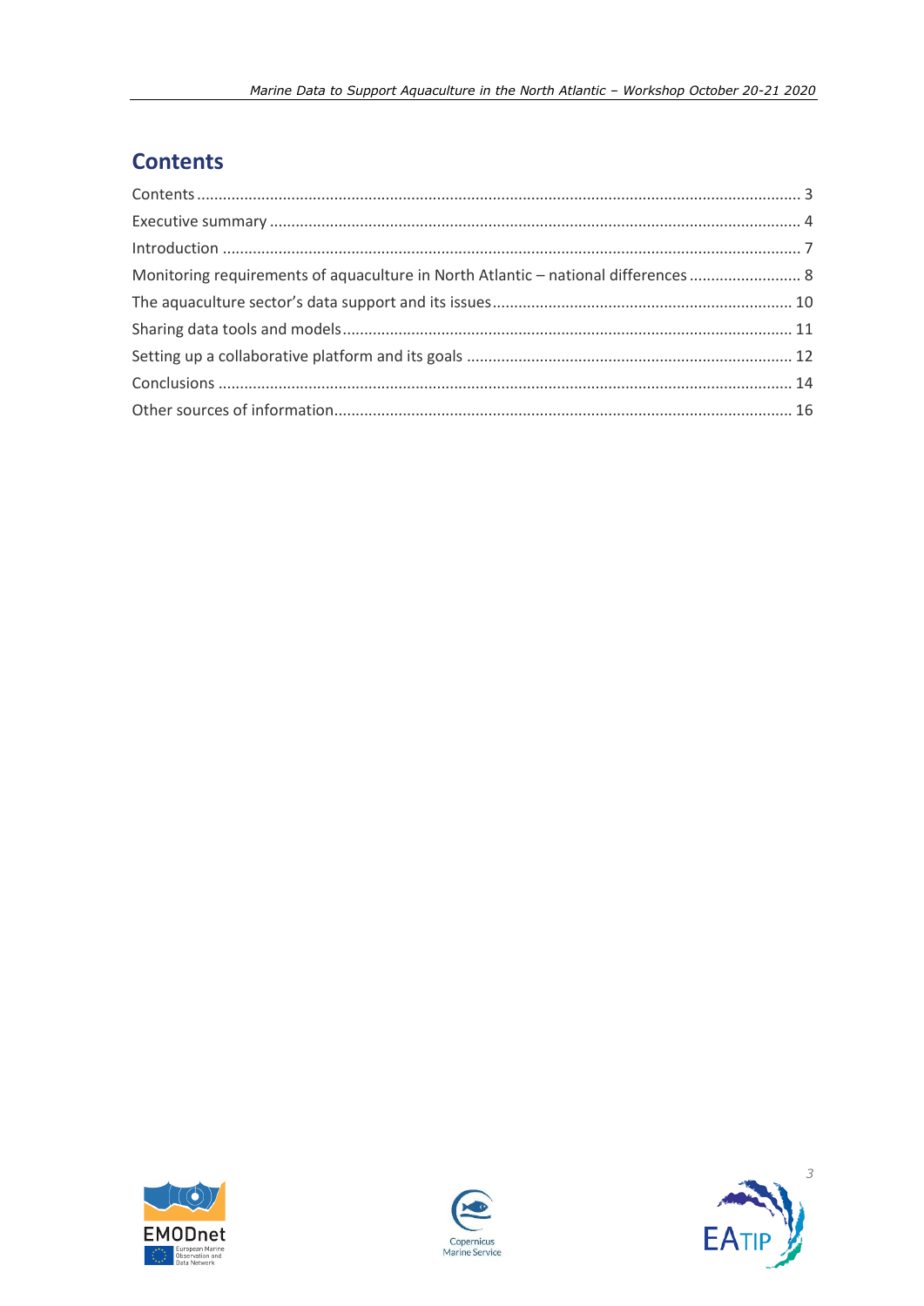# Contents

Contents ........................................................................................................................ 3
Executive summary ........................................................................................................ 4
Introduction .................................................................................................................... 7
Monitoring requirements of aquaculture in North Atlantic – national differences ......................... 8
The aquaculture sector's data support and its issues ..................................................................... 10
Sharing data tools and models ...................................................................................................... 11
Setting up a collaborative platform and its goals .......................................................................... 12
Conclusions .................................................................................................................................. 14
Other sources of information......................................................................................................... 16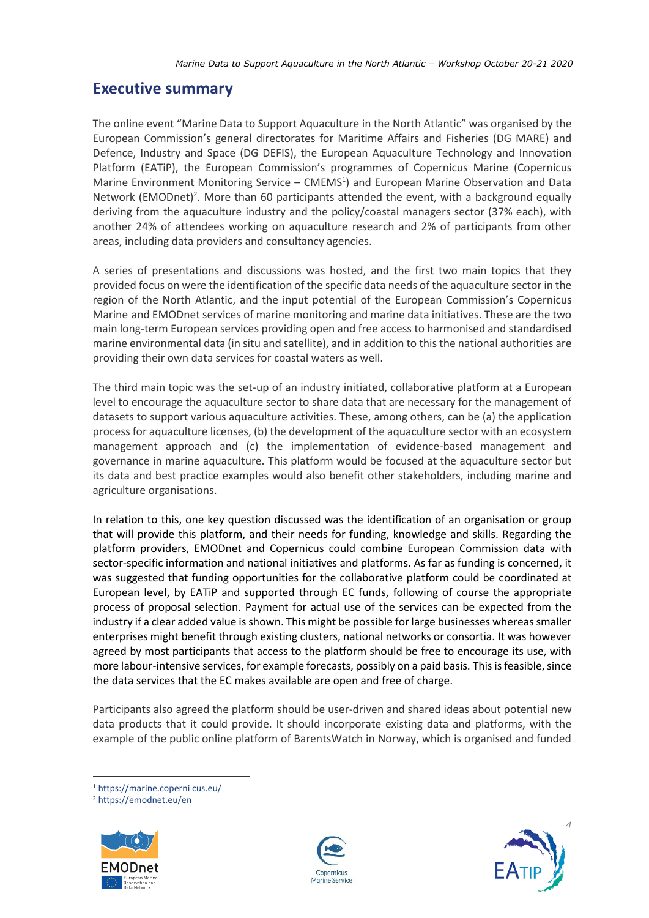## Executive summary

The online event "Marine Data to Support Aquaculture in the North Atlantic" was organised by the European Commission's general directorates for Maritime Affairs and Fisheries (DG MARE) and Defence, Industry and Space (DG DEFIS), the European Aquaculture Technology and Innovation Platform (EATiP), the European Commission's programmes of Copernicus Marine (Copernicus Marine Environment Monitoring Service – CMEMS[1]) and European Marine Observation and Data Network (EMODnet)[2]. More than 60 participants attended the event, with a background equally deriving from the aquaculture industry and the policy/coastal managers sector (37% each), with another 24% of attendees working on aquaculture research and 2% of participants from other areas, including data providers and consultancy agencies.

A series of presentations and discussions was hosted, and the first two main topics that they provided focus on were the identification of the specific data needs of the aquaculture sector in the region of the North Atlantic, and the input potential of the European Commission's Copernicus Marine and EMODnet services of marine monitoring and marine data initiatives. These are the two main long-term European services providing open and free access to harmonised and standardised marine environmental data (in situ and satellite), and in addition to this the national authorities are providing their own data services for coastal waters as well.

The third main topic was the set-up of an industry initiated, collaborative platform at a European level to encourage the aquaculture sector to share data that are necessary for the management of datasets to support various aquaculture activities. These, among others, can be (a) the application process for aquaculture licenses, (b) the development of the aquaculture sector with an ecosystem management approach and (c) the implementation of evidence-based management and governance in marine aquaculture. This platform would be focused at the aquaculture sector but its data and best practice examples would also benefit other stakeholders, including marine and agriculture organisations.

In relation to this, one key question discussed was the identification of an organisation or group that will provide this platform, and their needs for funding, knowledge and skills. Regarding the platform providers, EMODnet and Copernicus could combine European Commission data with sector-specific information and national initiatives and platforms. As far as funding is concerned, it was suggested that funding opportunities for the collaborative platform could be coordinated at European level, by EATiP and supported through EC funds, following of course the appropriate process of proposal selection. Payment for actual use of the services can be expected from the industry if a clear added value is shown. This might be possible for large businesses whereas smaller enterprises might benefit through existing clusters, national networks or consortia. It was however agreed by most participants that access to the platform should be free to encourage its use, with more labour-intensive services, for example forecasts, possibly on a paid basis. This is feasible, since the data services that the EC makes available are open and free of charge.

Participants also agreed the platform should be user-driven and shared ideas about potential new data products that it could provide. It should incorporate existing data and platforms, with the example of the public online platform of BarentsWatch in Norway, which is organised and funded

[1] https://marine.copernicus.eu/

[2] https://emodnet.eu/en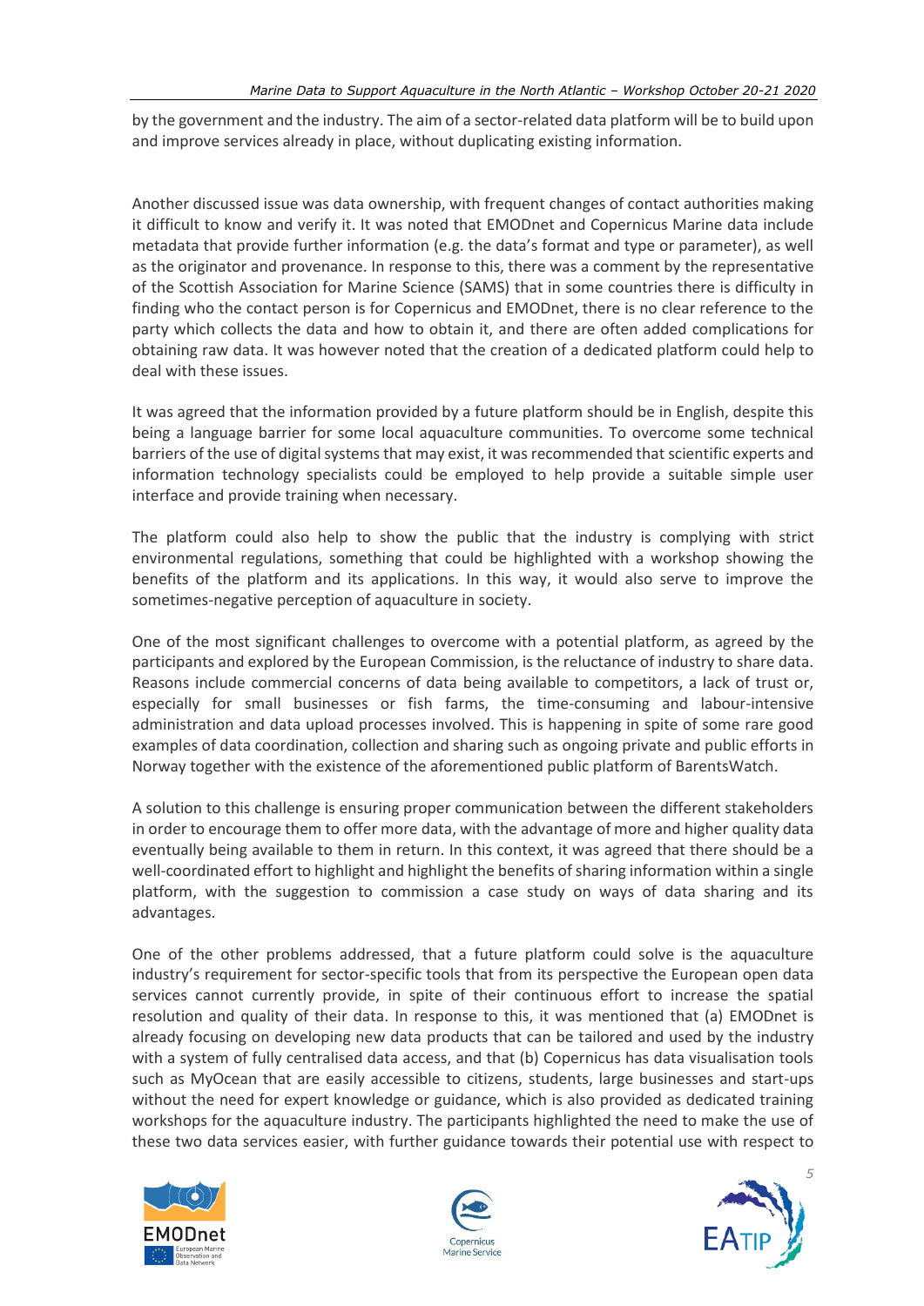by the government and the industry. The aim of a sector-related data platform will be to build upon and improve services already in place, without duplicating existing information.

Another discussed issue was data ownership, with frequent changes of contact authorities making it difficult to know and verify it. It was noted that EMODnet and Copernicus Marine data include metadata that provide further information (e.g. the data's format and type or parameter), as well as the originator and provenance. In response to this, there was a comment by the representative of the Scottish Association for Marine Science (SAMS) that in some countries there is difficulty in finding who the contact person is for Copernicus and EMODnet, there is no clear reference to the party which collects the data and how to obtain it, and there are often added complications for obtaining raw data. It was however noted that the creation of a dedicated platform could help to deal with these issues.

It was agreed that the information provided by a future platform should be in English, despite this being a language barrier for some local aquaculture communities. To overcome some technical barriers of the use of digital systems that may exist, it was recommended that scientific experts and information technology specialists could be employed to help provide a suitable simple user interface and provide training when necessary.

The platform could also help to show the public that the industry is complying with strict environmental regulations, something that could be highlighted with a workshop showing the benefits of the platform and its applications. In this way, it would also serve to improve the sometimes-negative perception of aquaculture in society.

One of the most significant challenges to overcome with a potential platform, as agreed by the participants and explored by the European Commission, is the reluctance of industry to share data. Reasons include commercial concerns of data being available to competitors, a lack of trust or, especially for small businesses or fish farms, the time-consuming and labour-intensive administration and data upload processes involved. This is happening in spite of some rare good examples of data coordination, collection and sharing such as ongoing private and public efforts in Norway together with the existence of the aforementioned public platform of BarentsWatch.

A solution to this challenge is ensuring proper communication between the different stakeholders in order to encourage them to offer more data, with the advantage of more and higher quality data eventually being available to them in return. In this context, it was agreed that there should be a well-coordinated effort to highlight and highlight the benefits of sharing information within a single platform, with the suggestion to commission a case study on ways of data sharing and its advantages.

One of the other problems addressed, that a future platform could solve is the aquaculture industry's requirement for sector-specific tools that from its perspective the European open data services cannot currently provide, in spite of their continuous effort to increase the spatial resolution and quality of their data. In response to this, it was mentioned that (a) EMODnet is already focusing on developing new data products that can be tailored and used by the industry with a system of fully centralised data access, and that (b) Copernicus has data visualisation tools such as MyOcean that are easily accessible to citizens, students, large businesses and start-ups without the need for expert knowledge or guidance, which is also provided as dedicated training workshops for the aquaculture industry. The participants highlighted the need to make the use of these two data services easier, with further guidance towards their potential use with respect to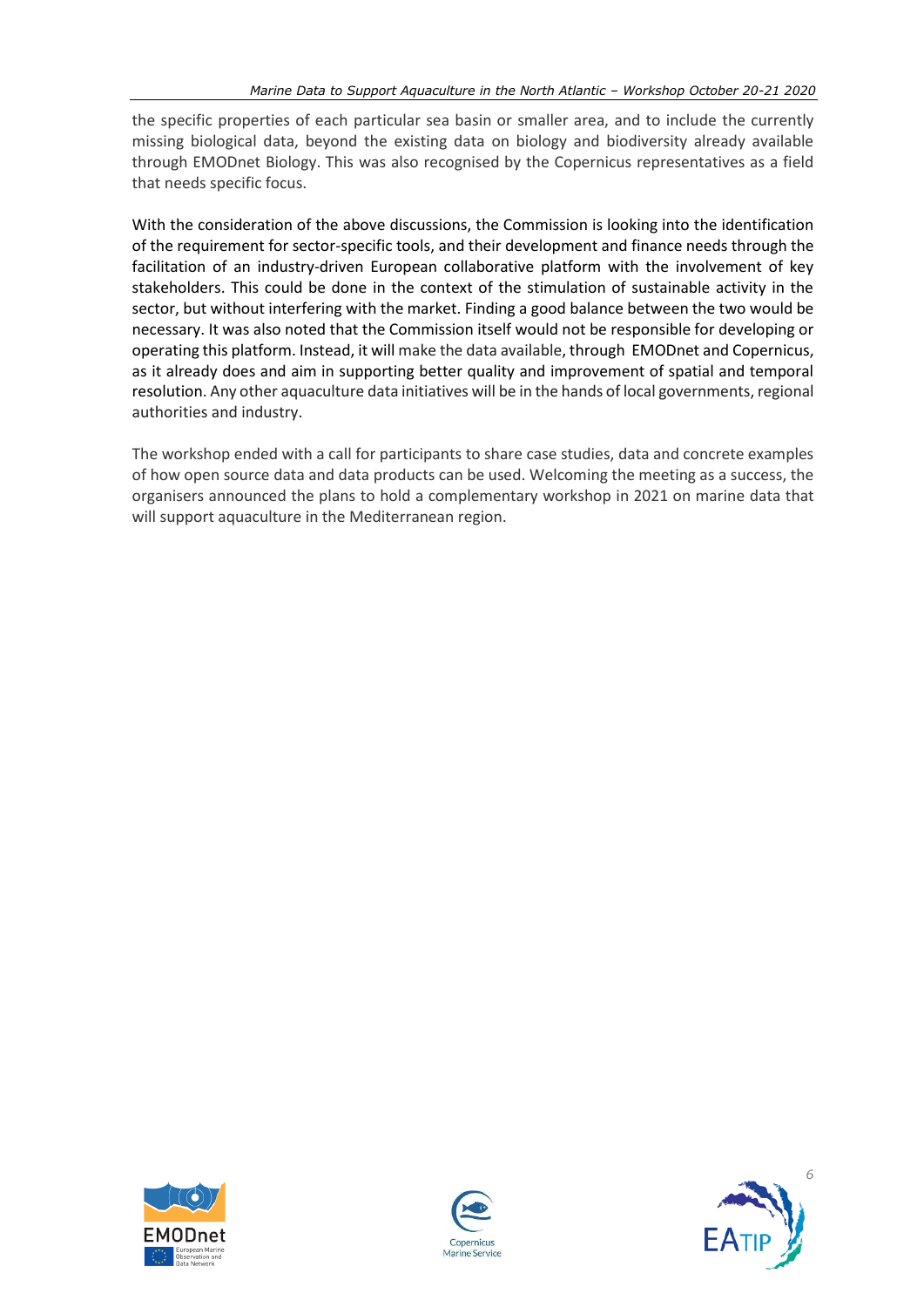the specific properties of each particular sea basin or smaller area, and to include the currently missing biological data, beyond the existing data on biology and biodiversity already available through EMODnet Biology. This was also recognised by the Copernicus representatives as a field that needs specific focus.

With the consideration of the above discussions, the Commission is looking into the identification of the requirement for sector-specific tools, and their development and finance needs through the facilitation of an industry-driven European collaborative platform with the involvement of key stakeholders. This could be done in the context of the stimulation of sustainable activity in the sector, but without interfering with the market. Finding a good balance between the two would be necessary. It was also noted that the Commission itself would not be responsible for developing or operating this platform. Instead, it will make the data available, through EMODnet and Copernicus, as it already does and aim in supporting better quality and improvement of spatial and temporal resolution. Any other aquaculture data initiatives will be in the hands of local governments, regional authorities and industry.

The workshop ended with a call for participants to share case studies, data and concrete examples of how open source data and data products can be used. Welcoming the meeting as a success, the organisers announced the plans to hold a complementary workshop in 2021 on marine data that will support aquaculture in the Mediterranean region.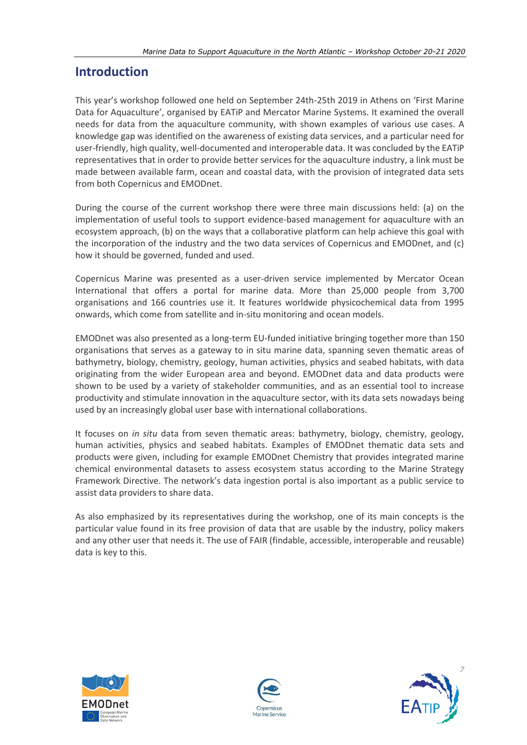## Introduction

This year's workshop followed one held on September 24th-25th 2019 in Athens on 'First Marine Data for Aquaculture', organised by EATiP and Mercator Marine Systems. It examined the overall needs for data from the aquaculture community, with shown examples of various use cases. A knowledge gap was identified on the awareness of existing data services, and a particular need for user-friendly, high quality, well-documented and interoperable data. It was concluded by the EATiP representatives that in order to provide better services for the aquaculture industry, a link must be made between available farm, ocean and coastal data, with the provision of integrated data sets from both Copernicus and EMODnet.

During the course of the current workshop there were three main discussions held: (a) on the implementation of useful tools to support evidence-based management for aquaculture with an ecosystem approach, (b) on the ways that a collaborative platform can help achieve this goal with the incorporation of the industry and the two data services of Copernicus and EMODnet, and (c) how it should be governed, funded and used.

Copernicus Marine was presented as a user-driven service implemented by Mercator Ocean International that offers a portal for marine data. More than 25,000 people from 3,700 organisations and 166 countries use it. It features worldwide physicochemical data from 1995 onwards, which come from satellite and in-situ monitoring and ocean models.

EMODnet was also presented as a long-term EU-funded initiative bringing together more than 150 organisations that serves as a gateway to in situ marine data, spanning seven thematic areas of bathymetry, biology, chemistry, geology, human activities, physics and seabed habitats, with data originating from the wider European area and beyond. EMODnet data and data products were shown to be used by a variety of stakeholder communities, and as an essential tool to increase productivity and stimulate innovation in the aquaculture sector, with its data sets nowadays being used by an increasingly global user base with international collaborations.

It focuses on *in situ* data from seven thematic areas: bathymetry, biology, chemistry, geology, human activities, physics and seabed habitats. Examples of EMODnet thematic data sets and products were given, including for example EMODnet Chemistry that provides integrated marine chemical environmental datasets to assess ecosystem status according to the Marine Strategy Framework Directive. The network's data ingestion portal is also important as a public service to assist data providers to share data.

As also emphasized by its representatives during the workshop, one of its main concepts is the particular value found in its free provision of data that are usable by the industry, policy makers and any other user that needs it. The use of FAIR (findable, accessible, interoperable and reusable) data is key to this.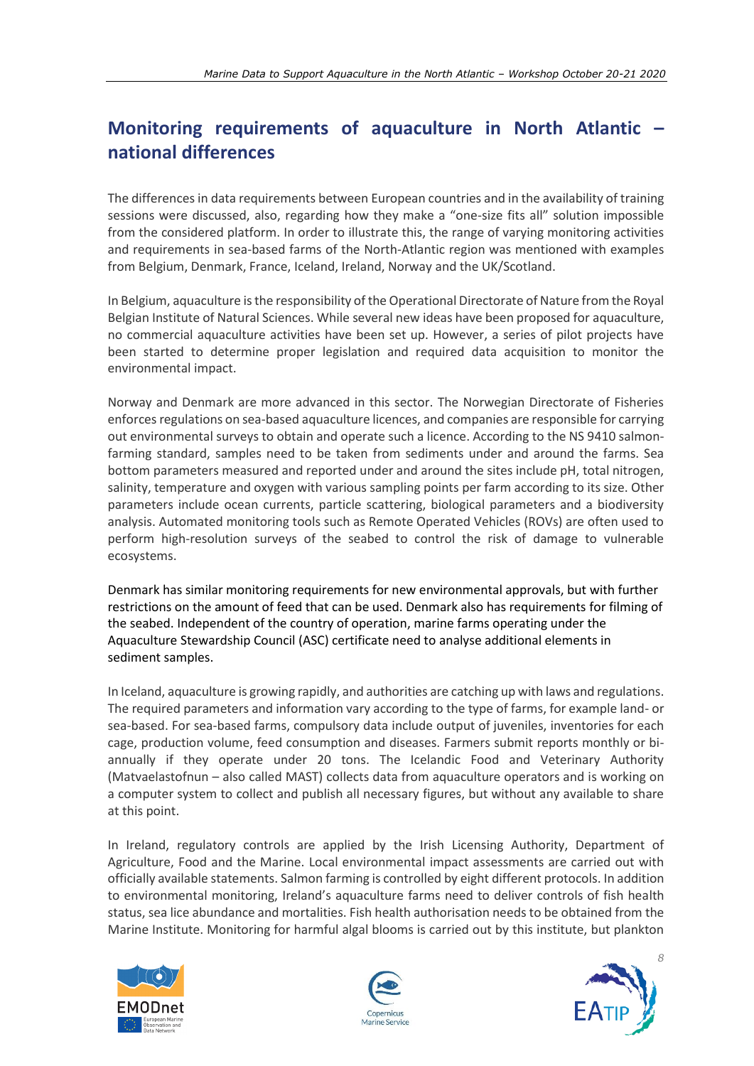## Monitoring requirements of aquaculture in North Atlantic – national differences

The differences in data requirements between European countries and in the availability of training sessions were discussed, also, regarding how they make a "one-size fits all" solution impossible from the considered platform. In order to illustrate this, the range of varying monitoring activities and requirements in sea-based farms of the North-Atlantic region was mentioned with examples from Belgium, Denmark, France, Iceland, Ireland, Norway and the UK/Scotland.

In Belgium, aquaculture is the responsibility of the Operational Directorate of Nature from the Royal Belgian Institute of Natural Sciences. While several new ideas have been proposed for aquaculture, no commercial aquaculture activities have been set up. However, a series of pilot projects have been started to determine proper legislation and required data acquisition to monitor the environmental impact.

Norway and Denmark are more advanced in this sector. The Norwegian Directorate of Fisheries enforces regulations on sea-based aquaculture licences, and companies are responsible for carrying out environmental surveys to obtain and operate such a licence. According to the NS 9410 salmon-farming standard, samples need to be taken from sediments under and around the farms. Sea bottom parameters measured and reported under and around the sites include pH, total nitrogen, salinity, temperature and oxygen with various sampling points per farm according to its size. Other parameters include ocean currents, particle scattering, biological parameters and a biodiversity analysis. Automated monitoring tools such as Remote Operated Vehicles (ROVs) are often used to perform high-resolution surveys of the seabed to control the risk of damage to vulnerable ecosystems.

Denmark has similar monitoring requirements for new environmental approvals, but with further restrictions on the amount of feed that can be used. Denmark also has requirements for filming of the seabed. Independent of the country of operation, marine farms operating under the Aquaculture Stewardship Council (ASC) certificate need to analyse additional elements in sediment samples.

In Iceland, aquaculture is growing rapidly, and authorities are catching up with laws and regulations. The required parameters and information vary according to the type of farms, for example land- or sea-based. For sea-based farms, compulsory data include output of juveniles, inventories for each cage, production volume, feed consumption and diseases. Farmers submit reports monthly or bi-annually if they operate under 20 tons. The Icelandic Food and Veterinary Authority (Matvaelastofnun – also called MAST) collects data from aquaculture operators and is working on a computer system to collect and publish all necessary figures, but without any available to share at this point.

In Ireland, regulatory controls are applied by the Irish Licensing Authority, Department of Agriculture, Food and the Marine. Local environmental impact assessments are carried out with officially available statements. Salmon farming is controlled by eight different protocols. In addition to environmental monitoring, Ireland's aquaculture farms need to deliver controls of fish health status, sea lice abundance and mortalities. Fish health authorisation needs to be obtained from the Marine Institute. Monitoring for harmful algal blooms is carried out by this institute, but plankton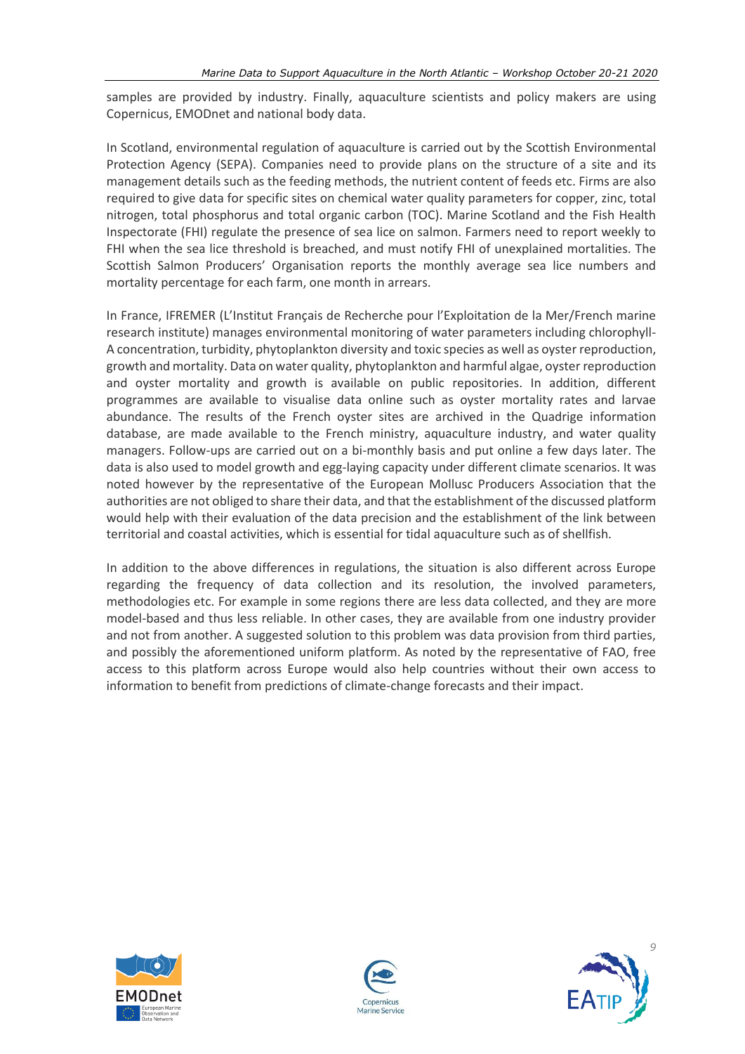samples are provided by industry. Finally, aquaculture scientists and policy makers are using Copernicus, EMODnet and national body data.

In Scotland, environmental regulation of aquaculture is carried out by the Scottish Environmental Protection Agency (SEPA). Companies need to provide plans on the structure of a site and its management details such as the feeding methods, the nutrient content of feeds etc. Firms are also required to give data for specific sites on chemical water quality parameters for copper, zinc, total nitrogen, total phosphorus and total organic carbon (TOC). Marine Scotland and the Fish Health Inspectorate (FHI) regulate the presence of sea lice on salmon. Farmers need to report weekly to FHI when the sea lice threshold is breached, and must notify FHI of unexplained mortalities. The Scottish Salmon Producers' Organisation reports the monthly average sea lice numbers and mortality percentage for each farm, one month in arrears.

In France, IFREMER (L'Institut Français de Recherche pour l'Exploitation de la Mer/French marine research institute) manages environmental monitoring of water parameters including chlorophyll-A concentration, turbidity, phytoplankton diversity and toxic species as well as oyster reproduction, growth and mortality. Data on water quality, phytoplankton and harmful algae, oyster reproduction and oyster mortality and growth is available on public repositories. In addition, different programmes are available to visualise data online such as oyster mortality rates and larvae abundance. The results of the French oyster sites are archived in the Quadrige information database, are made available to the French ministry, aquaculture industry, and water quality managers. Follow-ups are carried out on a bi-monthly basis and put online a few days later. The data is also used to model growth and egg-laying capacity under different climate scenarios. It was noted however by the representative of the European Mollusc Producers Association that the authorities are not obliged to share their data, and that the establishment of the discussed platform would help with their evaluation of the data precision and the establishment of the link between territorial and coastal activities, which is essential for tidal aquaculture such as of shellfish.

In addition to the above differences in regulations, the situation is also different across Europe regarding the frequency of data collection and its resolution, the involved parameters, methodologies etc. For example in some regions there are less data collected, and they are more model-based and thus less reliable. In other cases, they are available from one industry provider and not from another. A suggested solution to this problem was data provision from third parties, and possibly the aforementioned uniform platform. As noted by the representative of FAO, free access to this platform across Europe would also help countries without their own access to information to benefit from predictions of climate-change forecasts and their impact.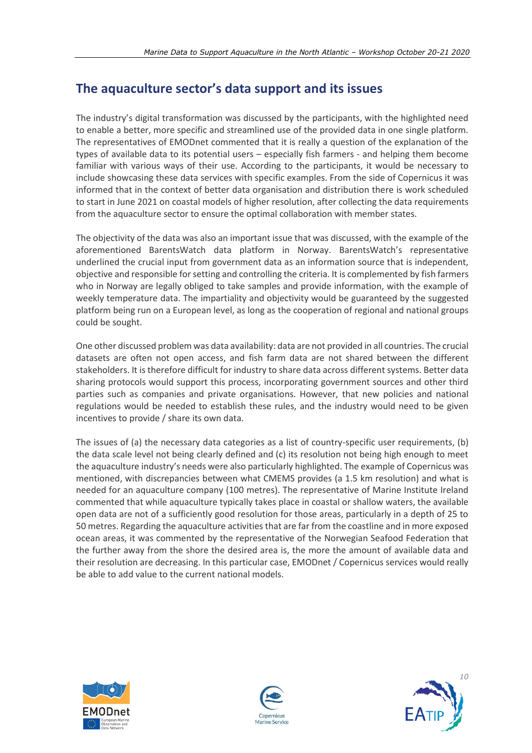## The aquaculture sector's data support and its issues

The industry's digital transformation was discussed by the participants, with the highlighted need to enable a better, more specific and streamlined use of the provided data in one single platform. The representatives of EMODnet commented that it is really a question of the explanation of the types of available data to its potential users – especially fish farmers - and helping them become familiar with various ways of their use. According to the participants, it would be necessary to include showcasing these data services with specific examples. From the side of Copernicus it was informed that in the context of better data organisation and distribution there is work scheduled to start in June 2021 on coastal models of higher resolution, after collecting the data requirements from the aquaculture sector to ensure the optimal collaboration with member states.

The objectivity of the data was also an important issue that was discussed, with the example of the aforementioned BarentsWatch data platform in Norway. BarentsWatch's representative underlined the crucial input from government data as an information source that is independent, objective and responsible for setting and controlling the criteria. It is complemented by fish farmers who in Norway are legally obliged to take samples and provide information, with the example of weekly temperature data. The impartiality and objectivity would be guaranteed by the suggested platform being run on a European level, as long as the cooperation of regional and national groups could be sought.

One other discussed problem was data availability: data are not provided in all countries. The crucial datasets are often not open access, and fish farm data are not shared between the different stakeholders. It is therefore difficult for industry to share data across different systems. Better data sharing protocols would support this process, incorporating government sources and other third parties such as companies and private organisations. However, that new policies and national regulations would be needed to establish these rules, and the industry would need to be given incentives to provide / share its own data.

The issues of (a) the necessary data categories as a list of country-specific user requirements, (b) the data scale level not being clearly defined and (c) its resolution not being high enough to meet the aquaculture industry's needs were also particularly highlighted. The example of Copernicus was mentioned, with discrepancies between what CMEMS provides (a 1.5 km resolution) and what is needed for an aquaculture company (100 metres). The representative of Marine Institute Ireland commented that while aquaculture typically takes place in coastal or shallow waters, the available open data are not of a sufficiently good resolution for those areas, particularly in a depth of 25 to 50 metres. Regarding the aquaculture activities that are far from the coastline and in more exposed ocean areas, it was commented by the representative of the Norwegian Seafood Federation that the further away from the shore the desired area is, the more the amount of available data and their resolution are decreasing. In this particular case, EMODnet / Copernicus services would really be able to add value to the current national models.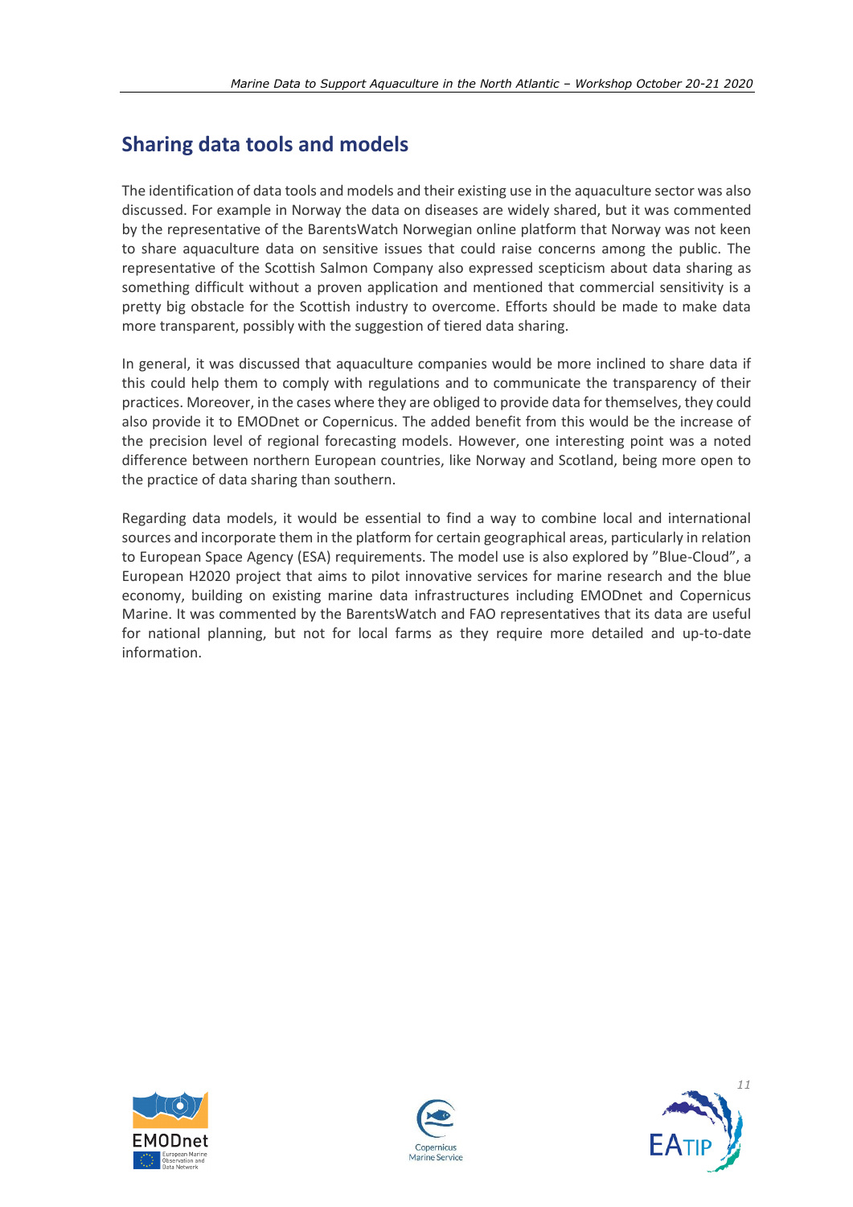## Sharing data tools and models

The identification of data tools and models and their existing use in the aquaculture sector was also discussed. For example in Norway the data on diseases are widely shared, but it was commented by the representative of the BarentsWatch Norwegian online platform that Norway was not keen to share aquaculture data on sensitive issues that could raise concerns among the public. The representative of the Scottish Salmon Company also expressed scepticism about data sharing as something difficult without a proven application and mentioned that commercial sensitivity is a pretty big obstacle for the Scottish industry to overcome. Efforts should be made to make data more transparent, possibly with the suggestion of tiered data sharing.

In general, it was discussed that aquaculture companies would be more inclined to share data if this could help them to comply with regulations and to communicate the transparency of their practices. Moreover, in the cases where they are obliged to provide data for themselves, they could also provide it to EMODnet or Copernicus. The added benefit from this would be the increase of the precision level of regional forecasting models. However, one interesting point was a noted difference between northern European countries, like Norway and Scotland, being more open to the practice of data sharing than southern.

Regarding data models, it would be essential to find a way to combine local and international sources and incorporate them in the platform for certain geographical areas, particularly in relation to European Space Agency (ESA) requirements. The model use is also explored by "Blue-Cloud", a European H2020 project that aims to pilot innovative services for marine research and the blue economy, building on existing marine data infrastructures including EMODnet and Copernicus Marine. It was commented by the BarentsWatch and FAO representatives that its data are useful for national planning, but not for local farms as they require more detailed and up-to-date information.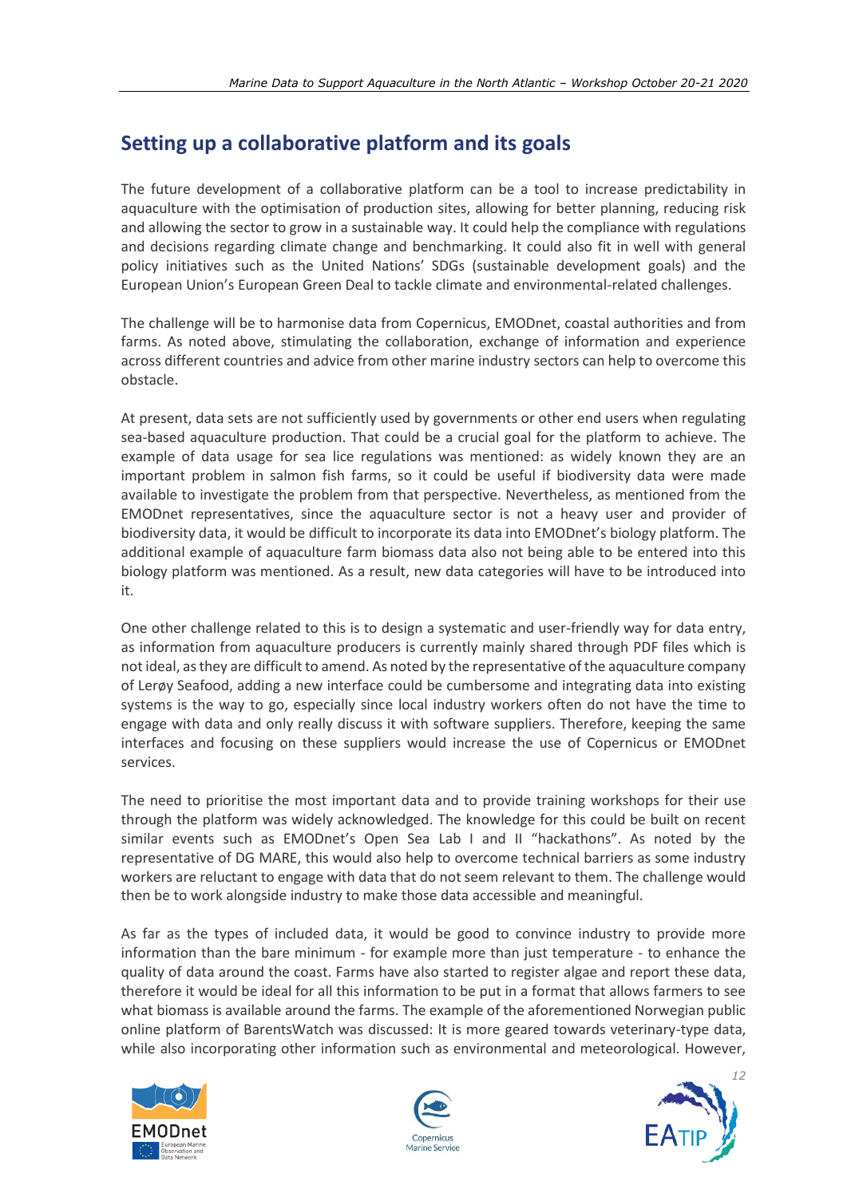## Setting up a collaborative platform and its goals

The future development of a collaborative platform can be a tool to increase predictability in aquaculture with the optimisation of production sites, allowing for better planning, reducing risk and allowing the sector to grow in a sustainable way. It could help the compliance with regulations and decisions regarding climate change and benchmarking. It could also fit in well with general policy initiatives such as the United Nations' SDGs (sustainable development goals) and the European Union's European Green Deal to tackle climate and environmental-related challenges.

The challenge will be to harmonise data from Copernicus, EMODnet, coastal authorities and from farms. As noted above, stimulating the collaboration, exchange of information and experience across different countries and advice from other marine industry sectors can help to overcome this obstacle.

At present, data sets are not sufficiently used by governments or other end users when regulating sea-based aquaculture production. That could be a crucial goal for the platform to achieve. The example of data usage for sea lice regulations was mentioned: as widely known they are an important problem in salmon fish farms, so it could be useful if biodiversity data were made available to investigate the problem from that perspective. Nevertheless, as mentioned from the EMODnet representatives, since the aquaculture sector is not a heavy user and provider of biodiversity data, it would be difficult to incorporate its data into EMODnet's biology platform. The additional example of aquaculture farm biomass data also not being able to be entered into this biology platform was mentioned. As a result, new data categories will have to be introduced into it.

One other challenge related to this is to design a systematic and user-friendly way for data entry, as information from aquaculture producers is currently mainly shared through PDF files which is not ideal, as they are difficult to amend. As noted by the representative of the aquaculture company of Lerøy Seafood, adding a new interface could be cumbersome and integrating data into existing systems is the way to go, especially since local industry workers often do not have the time to engage with data and only really discuss it with software suppliers. Therefore, keeping the same interfaces and focusing on these suppliers would increase the use of Copernicus or EMODnet services.

The need to prioritise the most important data and to provide training workshops for their use through the platform was widely acknowledged. The knowledge for this could be built on recent similar events such as EMODnet's Open Sea Lab I and II "hackathons". As noted by the representative of DG MARE, this would also help to overcome technical barriers as some industry workers are reluctant to engage with data that do not seem relevant to them. The challenge would then be to work alongside industry to make those data accessible and meaningful.

As far as the types of included data, it would be good to convince industry to provide more information than the bare minimum - for example more than just temperature - to enhance the quality of data around the coast. Farms have also started to register algae and report these data, therefore it would be ideal for all this information to be put in a format that allows farmers to see what biomass is available around the farms. The example of the aforementioned Norwegian public online platform of BarentsWatch was discussed: It is more geared towards veterinary-type data, while also incorporating other information such as environmental and meteorological. However,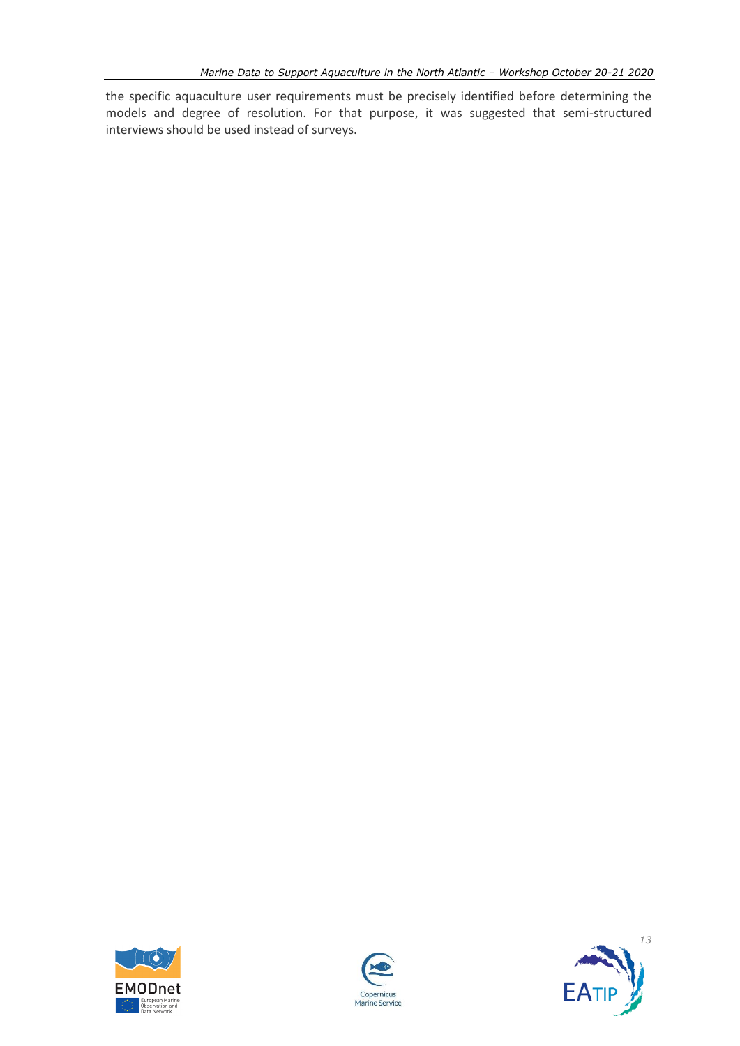the specific aquaculture user requirements must be precisely identified before determining the models and degree of resolution. For that purpose, it was suggested that semi-structured interviews should be used instead of surveys.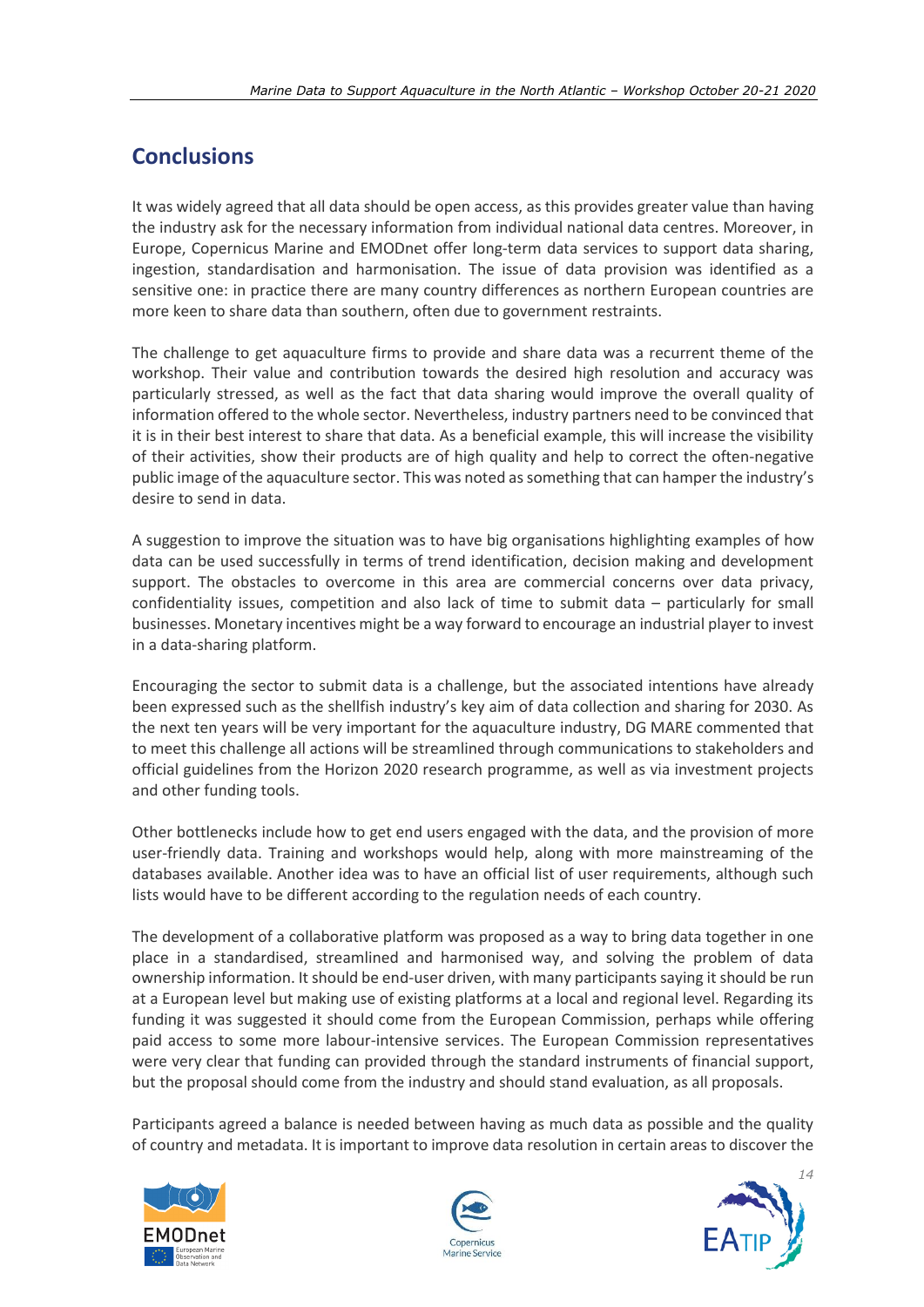## Conclusions

It was widely agreed that all data should be open access, as this provides greater value than having the industry ask for the necessary information from individual national data centres. Moreover, in Europe, Copernicus Marine and EMODnet offer long-term data services to support data sharing, ingestion, standardisation and harmonisation. The issue of data provision was identified as a sensitive one: in practice there are many country differences as northern European countries are more keen to share data than southern, often due to government restraints.

The challenge to get aquaculture firms to provide and share data was a recurrent theme of the workshop. Their value and contribution towards the desired high resolution and accuracy was particularly stressed, as well as the fact that data sharing would improve the overall quality of information offered to the whole sector. Nevertheless, industry partners need to be convinced that it is in their best interest to share that data. As a beneficial example, this will increase the visibility of their activities, show their products are of high quality and help to correct the often-negative public image of the aquaculture sector. This was noted as something that can hamper the industry's desire to send in data.

A suggestion to improve the situation was to have big organisations highlighting examples of how data can be used successfully in terms of trend identification, decision making and development support. The obstacles to overcome in this area are commercial concerns over data privacy, confidentiality issues, competition and also lack of time to submit data – particularly for small businesses. Monetary incentives might be a way forward to encourage an industrial player to invest in a data-sharing platform.

Encouraging the sector to submit data is a challenge, but the associated intentions have already been expressed such as the shellfish industry's key aim of data collection and sharing for 2030. As the next ten years will be very important for the aquaculture industry, DG MARE commented that to meet this challenge all actions will be streamlined through communications to stakeholders and official guidelines from the Horizon 2020 research programme, as well as via investment projects and other funding tools.

Other bottlenecks include how to get end users engaged with the data, and the provision of more user-friendly data. Training and workshops would help, along with more mainstreaming of the databases available. Another idea was to have an official list of user requirements, although such lists would have to be different according to the regulation needs of each country.

The development of a collaborative platform was proposed as a way to bring data together in one place in a standardised, streamlined and harmonised way, and solving the problem of data ownership information. It should be end-user driven, with many participants saying it should be run at a European level but making use of existing platforms at a local and regional level. Regarding its funding it was suggested it should come from the European Commission, perhaps while offering paid access to some more labour-intensive services. The European Commission representatives were very clear that funding can provided through the standard instruments of financial support, but the proposal should come from the industry and should stand evaluation, as all proposals.

Participants agreed a balance is needed between having as much data as possible and the quality of country and metadata. It is important to improve data resolution in certain areas to discover the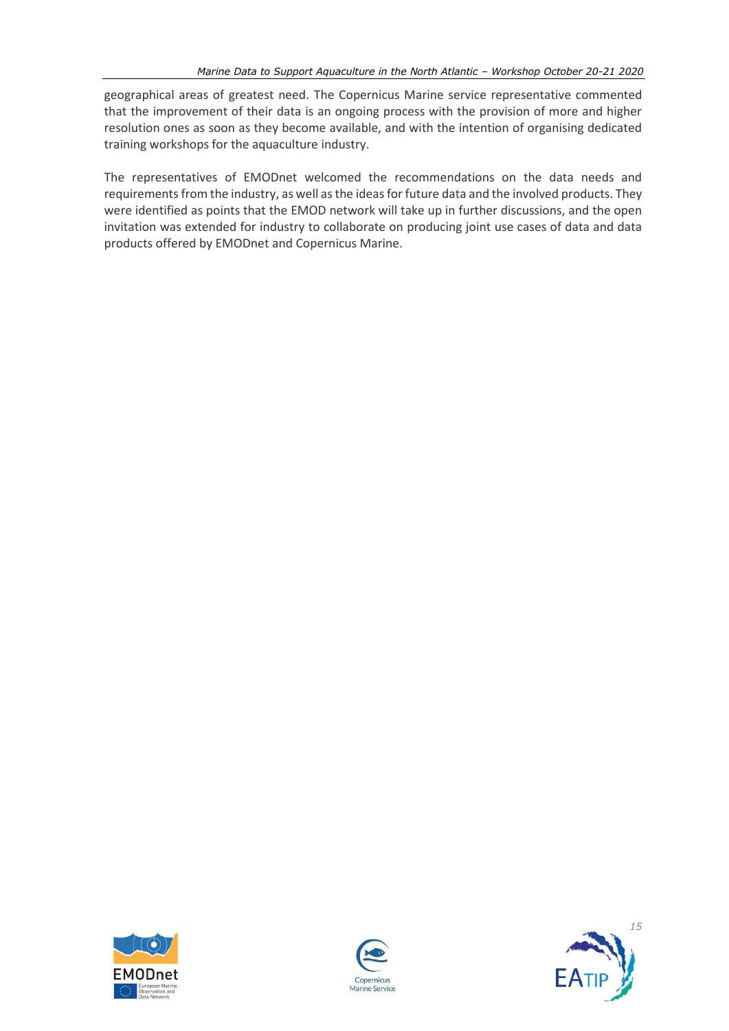geographical areas of greatest need. The Copernicus Marine service representative commented that the improvement of their data is an ongoing process with the provision of more and higher resolution ones as soon as they become available, and with the intention of organising dedicated training workshops for the aquaculture industry.

The representatives of EMODnet welcomed the recommendations on the data needs and requirements from the industry, as well as the ideas for future data and the involved products. They were identified as points that the EMOD network will take up in further discussions, and the open invitation was extended for industry to collaborate on producing joint use cases of data and data products offered by EMODnet and Copernicus Marine.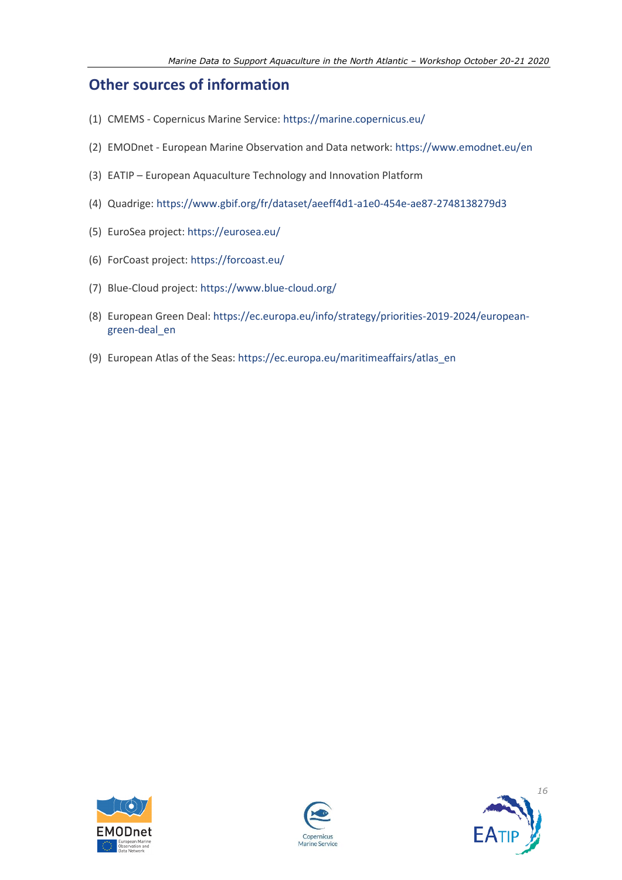## Other sources of information

(1) CMEMS - Copernicus Marine Service: https://marine.copernicus.eu/

(2) EMODnet - European Marine Observation and Data network: https://www.emodnet.eu/en

(3) EATIP – European Aquaculture Technology and Innovation Platform

(4) Quadrige: https://www.gbif.org/fr/dataset/aeeff4d1-a1e0-454e-ae87-2748138279d3

(5) EuroSea project: https://eurosea.eu/

(6) ForCoast project: https://forcoast.eu/

(7) Blue-Cloud project: https://www.blue-cloud.org/

(8) European Green Deal: https://ec.europa.eu/info/strategy/priorities-2019-2024/european-green-deal_en

(9) European Atlas of the Seas: https://ec.europa.eu/maritimeaffairs/atlas_en